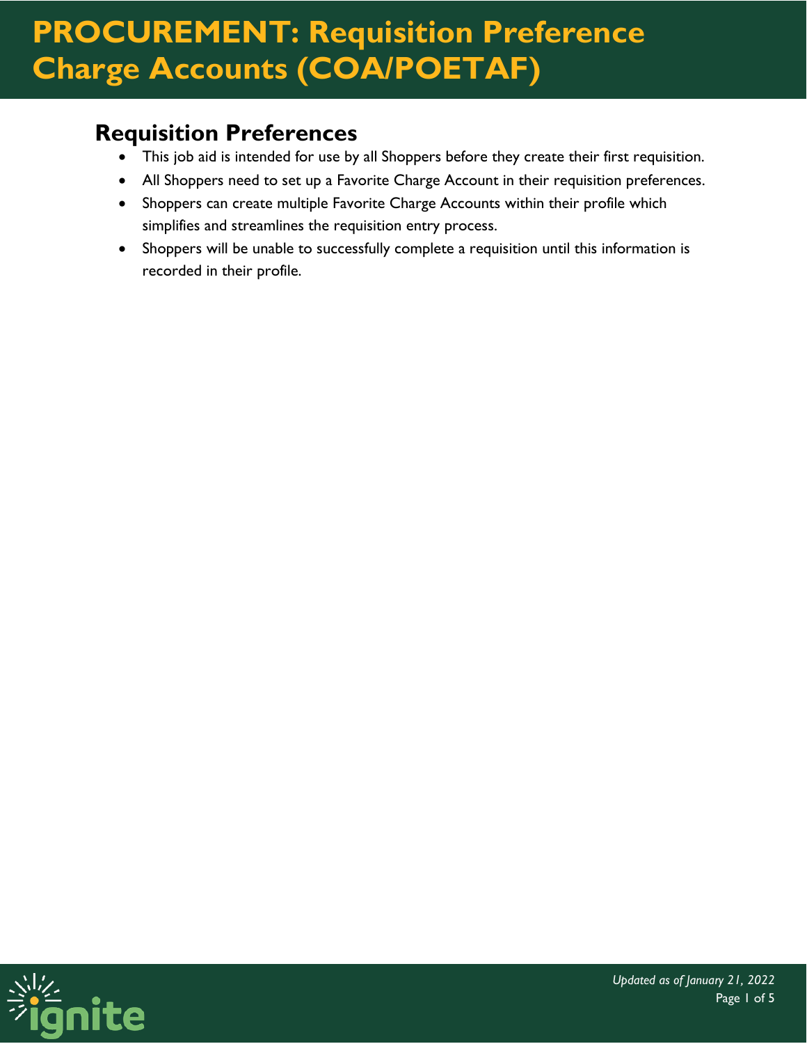# PROCUREMENT: Requisition Preference Charge Accounts (COA/POETAF)

## Requisition Preferences

- This job aid is intended for use by all Shoppers before they create their first requisition.
- All Shoppers need to set up a Favorite Charge Account in their requisition preferences.
- Shoppers can create multiple Favorite Charge Accounts within their profile which simplifies and streamlines the requisition entry process.
- Shoppers will be unable to successfully complete a requisition until this information is recorded in their profile.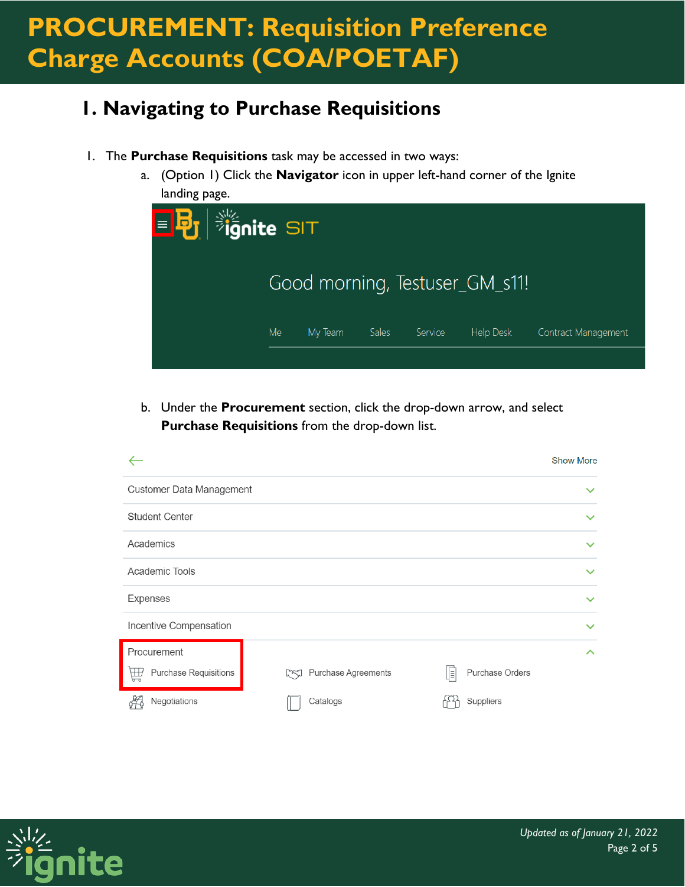# PROCUREMENT: Requisition Preference Charge Accounts (COA/POETAF)

## 1. Navigating to Purchase Requisitions

1. The **Purchase Requisitions** task may be accessed in two ways:
   a. (Option 1) Click the **Navigator** icon in upper left-hand corner of the Ignite landing page.

   b. Under the **Procurement** section, click the drop-down arrow, and select **Purchase Requisitions** from the drop-down list.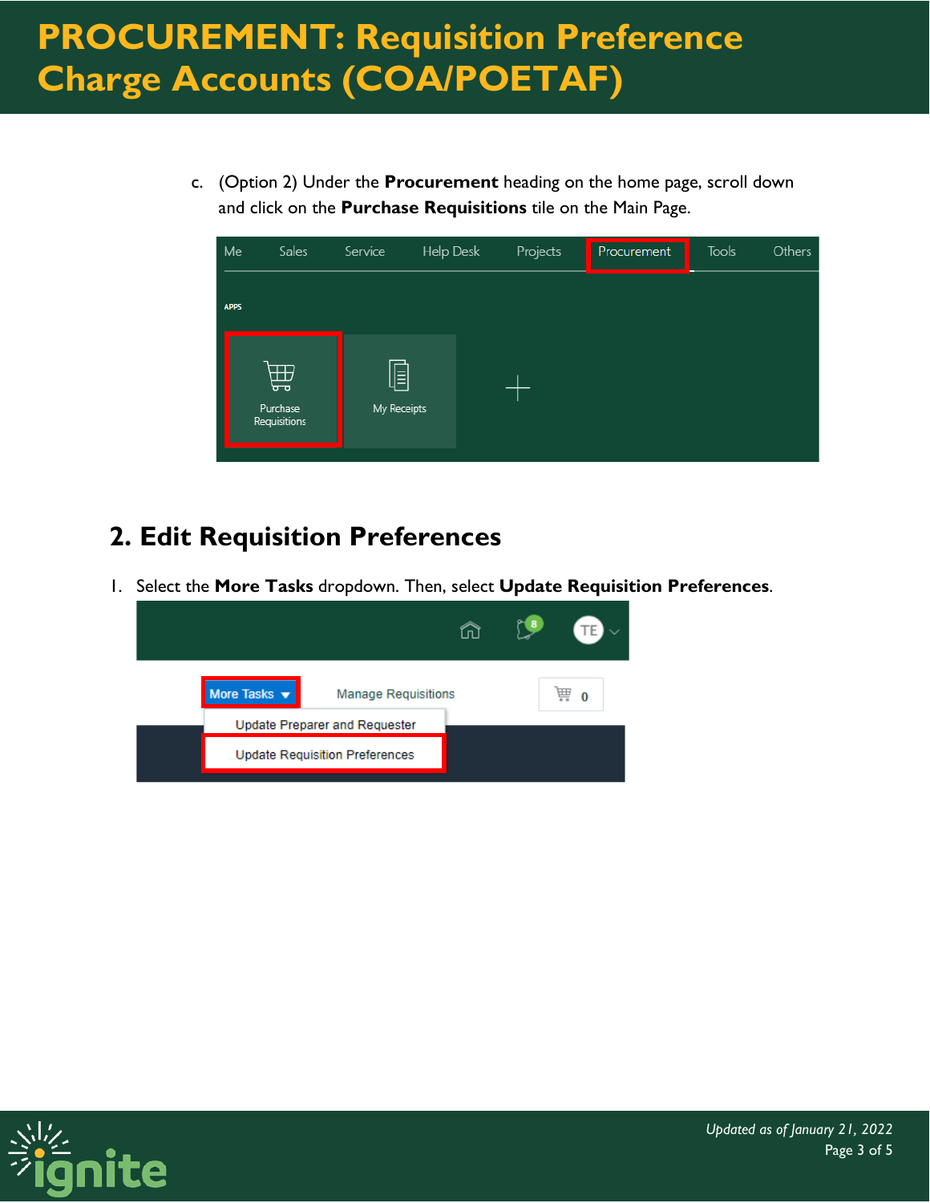c. (Option 2) Under the **Procurement** heading on the home page, scroll down and click on the **Purchase Requisitions** tile on the Main Page.

## 2. Edit Requisition Preferences

1. Select the **More Tasks** dropdown. Then, select **Update Requisition Preferences**.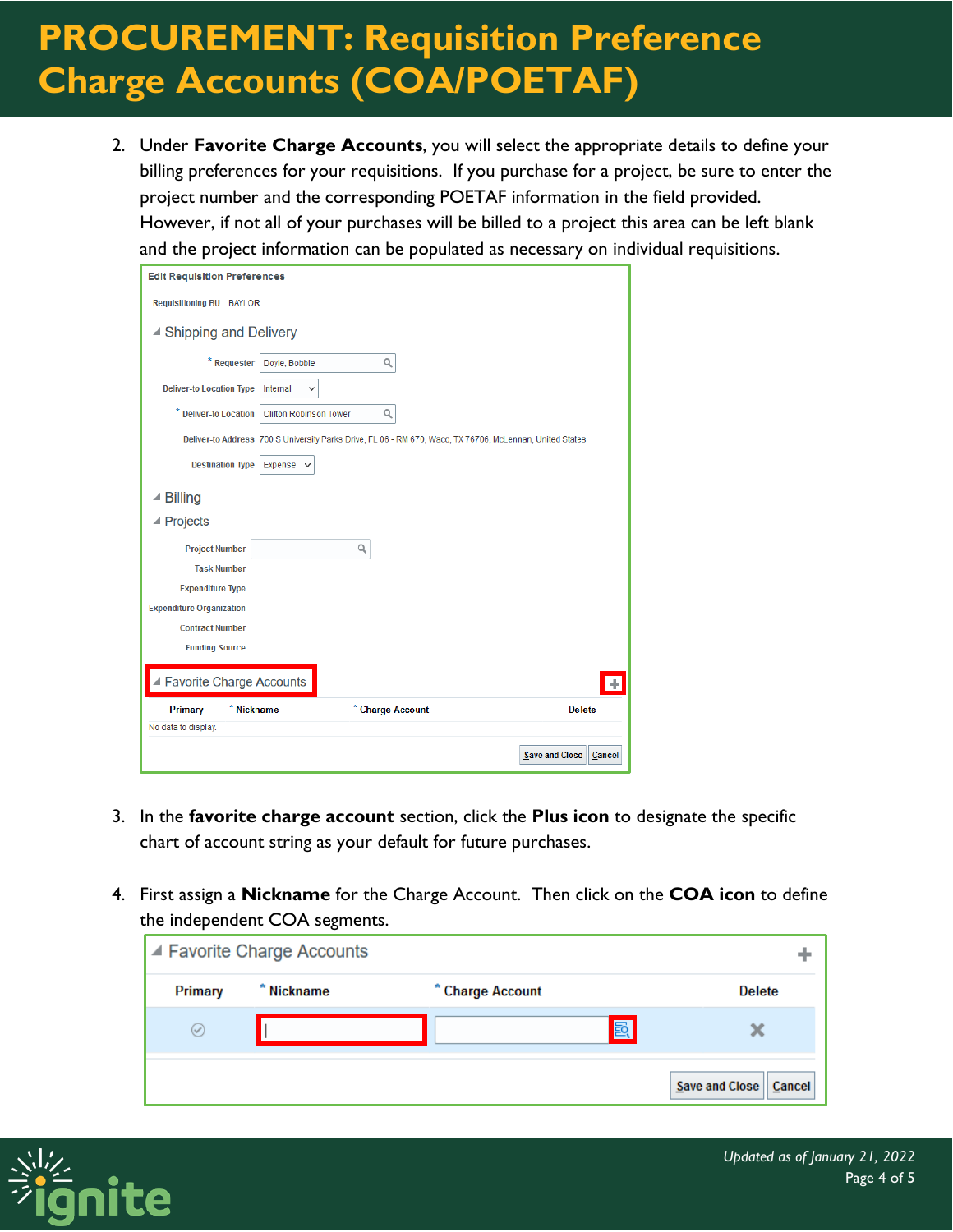2. Under **Favorite Charge Accounts**, you will select the appropriate details to define your billing preferences for your requisitions. If you purchase for a project, be sure to enter the project number and the corresponding POETAF information in the field provided. However, if not all of your purchases will be billed to a project this area can be left blank and the project information can be populated as necessary on individual requisitions.

3. In the **favorite charge account** section, click the **Plus icon** to designate the specific chart of account string as your default for future purchases.

4. First assign a **Nickname** for the Charge Account. Then click on the **COA icon** to define the independent COA segments.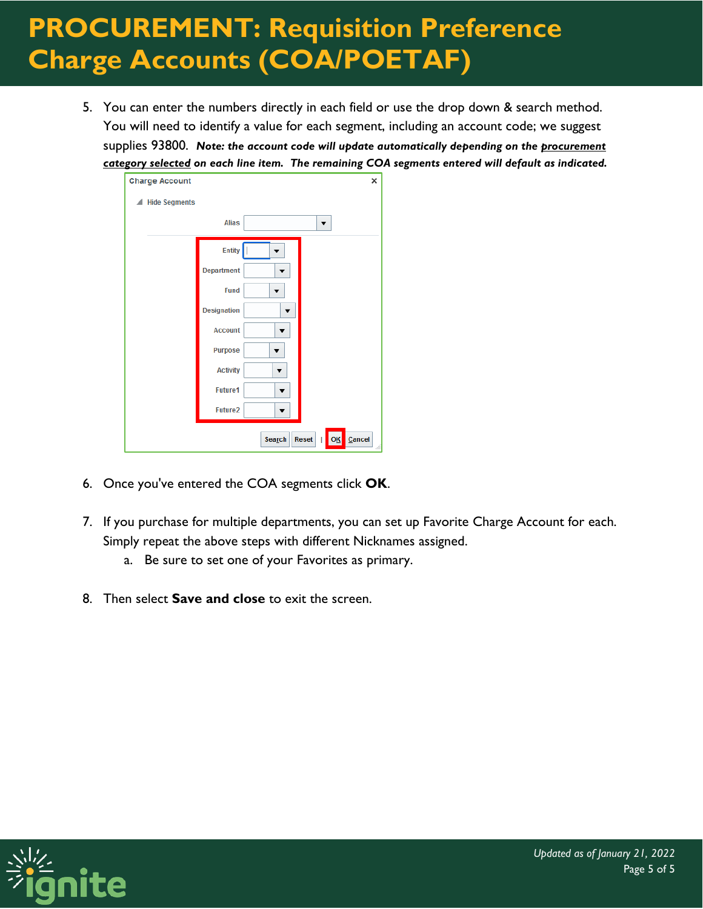5. You can enter the numbers directly in each field or use the drop down & search method. You will need to identify a value for each segment, including an account code; we suggest supplies 93800. ***Note: the account code will update automatically depending on the <u>procurement category selected</u> on each line item. The remaining COA segments entered will default as indicated.***

6. Once you've entered the COA segments click **OK**.

7. If you purchase for multiple departments, you can set up Favorite Charge Account for each. Simply repeat the above steps with different Nicknames assigned.
    a. Be sure to set one of your Favorites as primary.

8. Then select **Save and close** to exit the screen.